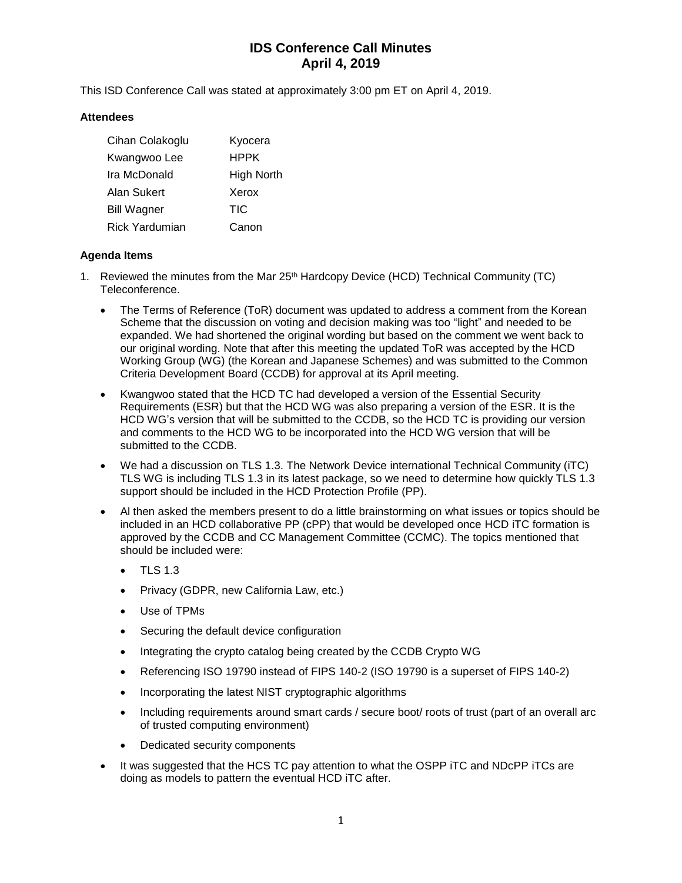# IDS Conference Call Minutes
## April 4, 2019

This ISD Conference Call was stated at approximately 3:00 pm ET on April 4, 2019.

### Attendees

| | |
|---|---|
| Cihan Colakoglu | Kyocera |
| Kwangwoo Lee | HPPK |
| Ira McDonald | High North |
| Alan Sukert | Xerox |
| Bill Wagner | TIC |
| Rick Yardumian | Canon |

### Agenda Items

1. Reviewed the minutes from the Mar 25th Hardcopy Device (HCD) Technical Community (TC) Teleconference.

   - The Terms of Reference (ToR) document was updated to address a comment from the Korean Scheme that the discussion on voting and decision making was too "light" and needed to be expanded. We had shortened the original wording but based on the comment we went back to our original wording. Note that after this meeting the updated ToR was accepted by the HCD Working Group (WG) (the Korean and Japanese Schemes) and was submitted to the Common Criteria Development Board (CCDB) for approval at its April meeting.
   - Kwangwoo stated that the HCD TC had developed a version of the Essential Security Requirements (ESR) but that the HCD WG was also preparing a version of the ESR. It is the HCD WG's version that will be submitted to the CCDB, so the HCD TC is providing our version and comments to the HCD WG to be incorporated into the HCD WG version that will be submitted to the CCDB.
   - We had a discussion on TLS 1.3. The Network Device international Technical Community (iTC) TLS WG is including TLS 1.3 in its latest package, so we need to determine how quickly TLS 1.3 support should be included in the HCD Protection Profile (PP).
   - Al then asked the members present to do a little brainstorming on what issues or topics should be included in an HCD collaborative PP (cPP) that would be developed once HCD iTC formation is approved by the CCDB and CC Management Committee (CCMC). The topics mentioned that should be included were:
     - TLS 1.3
     - Privacy (GDPR, new California Law, etc.)
     - Use of TPMs
     - Securing the default device configuration
     - Integrating the crypto catalog being created by the CCDB Crypto WG
     - Referencing ISO 19790 instead of FIPS 140-2 (ISO 19790 is a superset of FIPS 140-2)
     - Incorporating the latest NIST cryptographic algorithms
     - Including requirements around smart cards / secure boot/ roots of trust (part of an overall arc of trusted computing environment)
     - Dedicated security components
   - It was suggested that the HCS TC pay attention to what the OSPP iTC and NDcPP iTCs are doing as models to pattern the eventual HCD iTC after.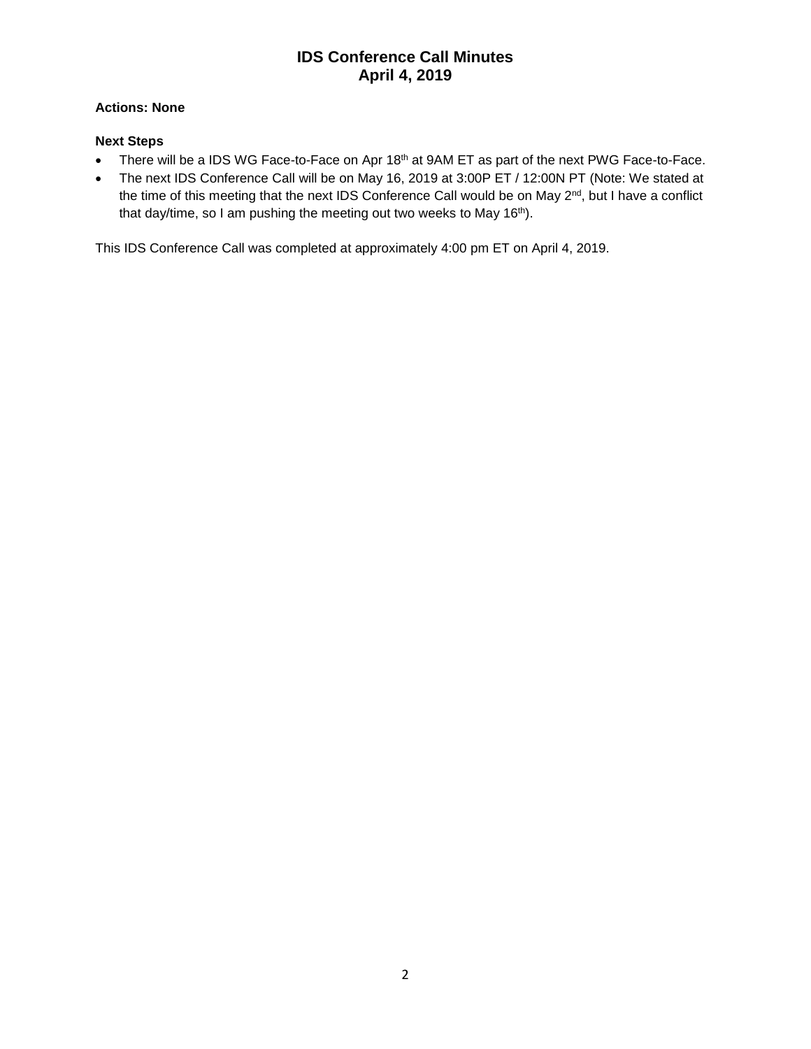**Actions: None**

**Next Steps**

- There will be a IDS WG Face-to-Face on Apr 18th at 9AM ET as part of the next PWG Face-to-Face.
- The next IDS Conference Call will be on May 16, 2019 at 3:00P ET / 12:00N PT (Note: We stated at the time of this meeting that the next IDS Conference Call would be on May 2nd, but I have a conflict that day/time, so I am pushing the meeting out two weeks to May 16th).

This IDS Conference Call was completed at approximately 4:00 pm ET on April 4, 2019.